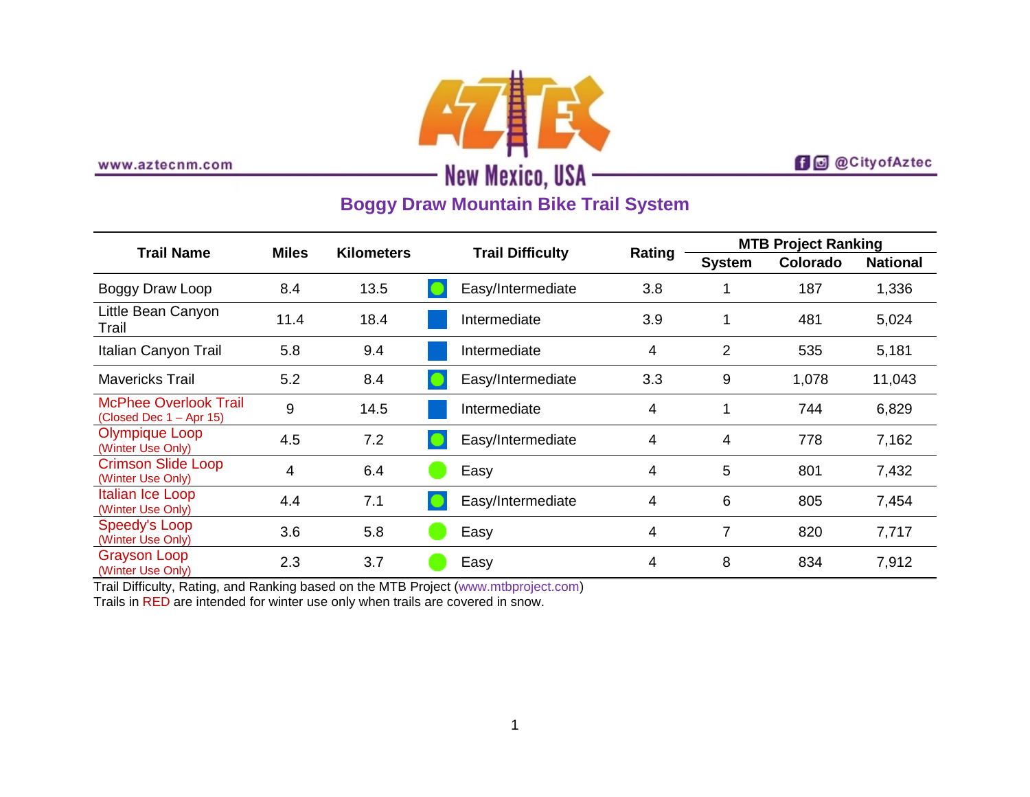www.aztecnm.com

# AZTEC New Mexico, USA

@CityofAztec

## Boggy Draw Mountain Bike Trail System

| Trail Name | Miles | Kilometers | Trail Difficulty | Rating | MTB Project Ranking | | |
|---|---|---|---|---|---|---|---|
| | | | | | System | Colorado | National |
| Boggy Draw Loop | 8.4 | 13.5 | Easy/Intermediate | 3.8 | 1 | 187 | 1,336 |
| Little Bean Canyon Trail | 11.4 | 18.4 | Intermediate | 3.9 | 1 | 481 | 5,024 |
| Italian Canyon Trail | 5.8 | 9.4 | Intermediate | 4 | 2 | 535 | 5,181 |
| Mavericks Trail | 5.2 | 8.4 | Easy/Intermediate | 3.3 | 9 | 1,078 | 11,043 |
| McPhee Overlook Trail (Closed Dec 1 – Apr 15) | 9 | 14.5 | Intermediate | 4 | 1 | 744 | 6,829 |
| Olympique Loop (Winter Use Only) | 4.5 | 7.2 | Easy/Intermediate | 4 | 4 | 778 | 7,162 |
| Crimson Slide Loop (Winter Use Only) | 4 | 6.4 | Easy | 4 | 5 | 801 | 7,432 |
| Italian Ice Loop (Winter Use Only) | 4.4 | 7.1 | Easy/Intermediate | 4 | 6 | 805 | 7,454 |
| Speedy's Loop (Winter Use Only) | 3.6 | 5.8 | Easy | 4 | 7 | 820 | 7,717 |
| Grayson Loop (Winter Use Only) | 2.3 | 3.7 | Easy | 4 | 8 | 834 | 7,912 |

Trail Difficulty, Rating, and Ranking based on the MTB Project (www.mtbproject.com)
Trails in RED are intended for winter use only when trails are covered in snow.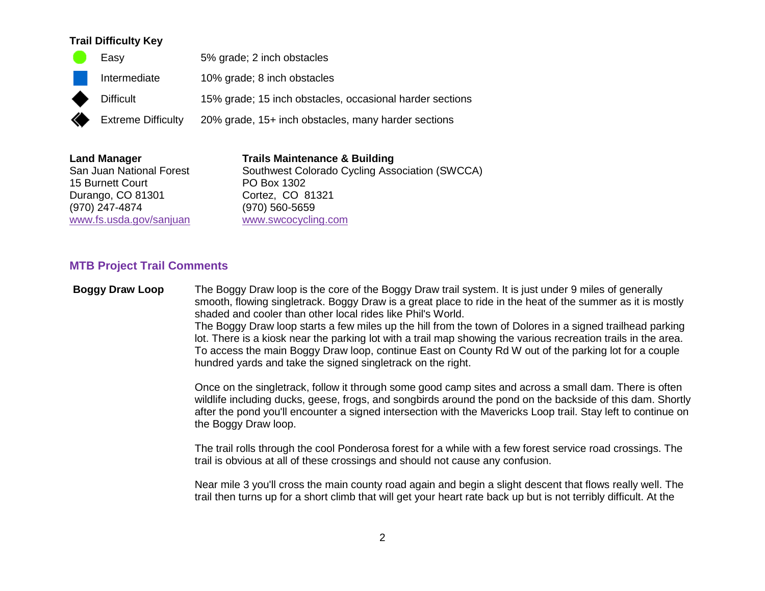### Trail Difficulty Key

| | | |
|---|---|---|
| ● | Easy | 5% grade; 2 inch obstacles |
| ■ | Intermediate | 10% grade; 8 inch obstacles |
| ◆ | Difficult | 15% grade; 15 inch obstacles, occasional harder sections |
| ◆◆ | Extreme Difficulty | 20% grade, 15+ inch obstacles, many harder sections |

**Land Manager**
San Juan National Forest
15 Burnett Court
Durango, CO 81301
(970) 247-4874
www.fs.usda.gov/sanjuan

**Trails Maintenance & Building**
Southwest Colorado Cycling Association (SWCCA)
PO Box 1302
Cortez, CO 81321
(970) 560-5659
www.swcocycling.com

## MTB Project Trail Comments

**Boggy Draw Loop**

The Boggy Draw loop is the core of the Boggy Draw trail system. It is just under 9 miles of generally smooth, flowing singletrack. Boggy Draw is a great place to ride in the heat of the summer as it is mostly shaded and cooler than other local rides like Phil's World.
The Boggy Draw loop starts a few miles up the hill from the town of Dolores in a signed trailhead parking lot. There is a kiosk near the parking lot with a trail map showing the various recreation trails in the area. To access the main Boggy Draw loop, continue East on County Rd W out of the parking lot for a couple hundred yards and take the signed singletrack on the right.

Once on the singletrack, follow it through some good camp sites and across a small dam. There is often wildlife including ducks, geese, frogs, and songbirds around the pond on the backside of this dam. Shortly after the pond you'll encounter a signed intersection with the Mavericks Loop trail. Stay left to continue on the Boggy Draw loop.

The trail rolls through the cool Ponderosa forest for a while with a few forest service road crossings. The trail is obvious at all of these crossings and should not cause any confusion.

Near mile 3 you'll cross the main county road again and begin a slight descent that flows really well. The trail then turns up for a short climb that will get your heart rate back up but is not terribly difficult. At the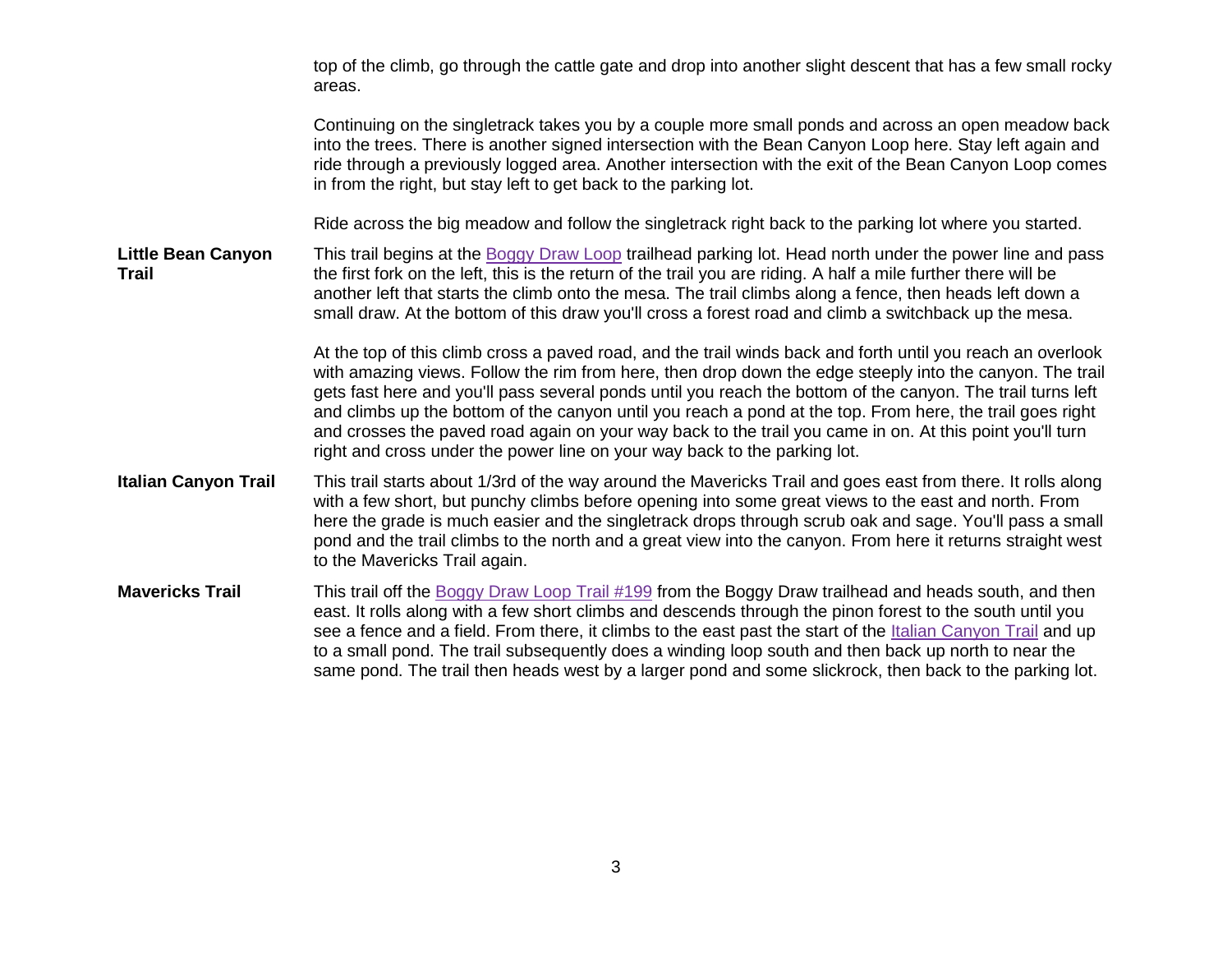top of the climb, go through the cattle gate and drop into another slight descent that has a few small rocky areas.

Continuing on the singletrack takes you by a couple more small ponds and across an open meadow back into the trees. There is another signed intersection with the Bean Canyon Loop here. Stay left again and ride through a previously logged area. Another intersection with the exit of the Bean Canyon Loop comes in from the right, but stay left to get back to the parking lot.

Ride across the big meadow and follow the singletrack right back to the parking lot where you started.

**Little Bean Canyon Trail**

This trail begins at the Boggy Draw Loop trailhead parking lot. Head north under the power line and pass the first fork on the left, this is the return of the trail you are riding. A half a mile further there will be another left that starts the climb onto the mesa. The trail climbs along a fence, then heads left down a small draw. At the bottom of this draw you'll cross a forest road and climb a switchback up the mesa.

At the top of this climb cross a paved road, and the trail winds back and forth until you reach an overlook with amazing views. Follow the rim from here, then drop down the edge steeply into the canyon. The trail gets fast here and you'll pass several ponds until you reach the bottom of the canyon. The trail turns left and climbs up the bottom of the canyon until you reach a pond at the top. From here, the trail goes right and crosses the paved road again on your way back to the trail you came in on. At this point you'll turn right and cross under the power line on your way back to the parking lot.

**Italian Canyon Trail**

This trail starts about 1/3rd of the way around the Mavericks Trail and goes east from there. It rolls along with a few short, but punchy climbs before opening into some great views to the east and north. From here the grade is much easier and the singletrack drops through scrub oak and sage. You'll pass a small pond and the trail climbs to the north and a great view into the canyon. From here it returns straight west to the Mavericks Trail again.

**Mavericks Trail**

This trail off the Boggy Draw Loop Trail #199 from the Boggy Draw trailhead and heads south, and then east. It rolls along with a few short climbs and descends through the pinon forest to the south until you see a fence and a field. From there, it climbs to the east past the start of the Italian Canyon Trail and up to a small pond. The trail subsequently does a winding loop south and then back up north to near the same pond. The trail then heads west by a larger pond and some slickrock, then back to the parking lot.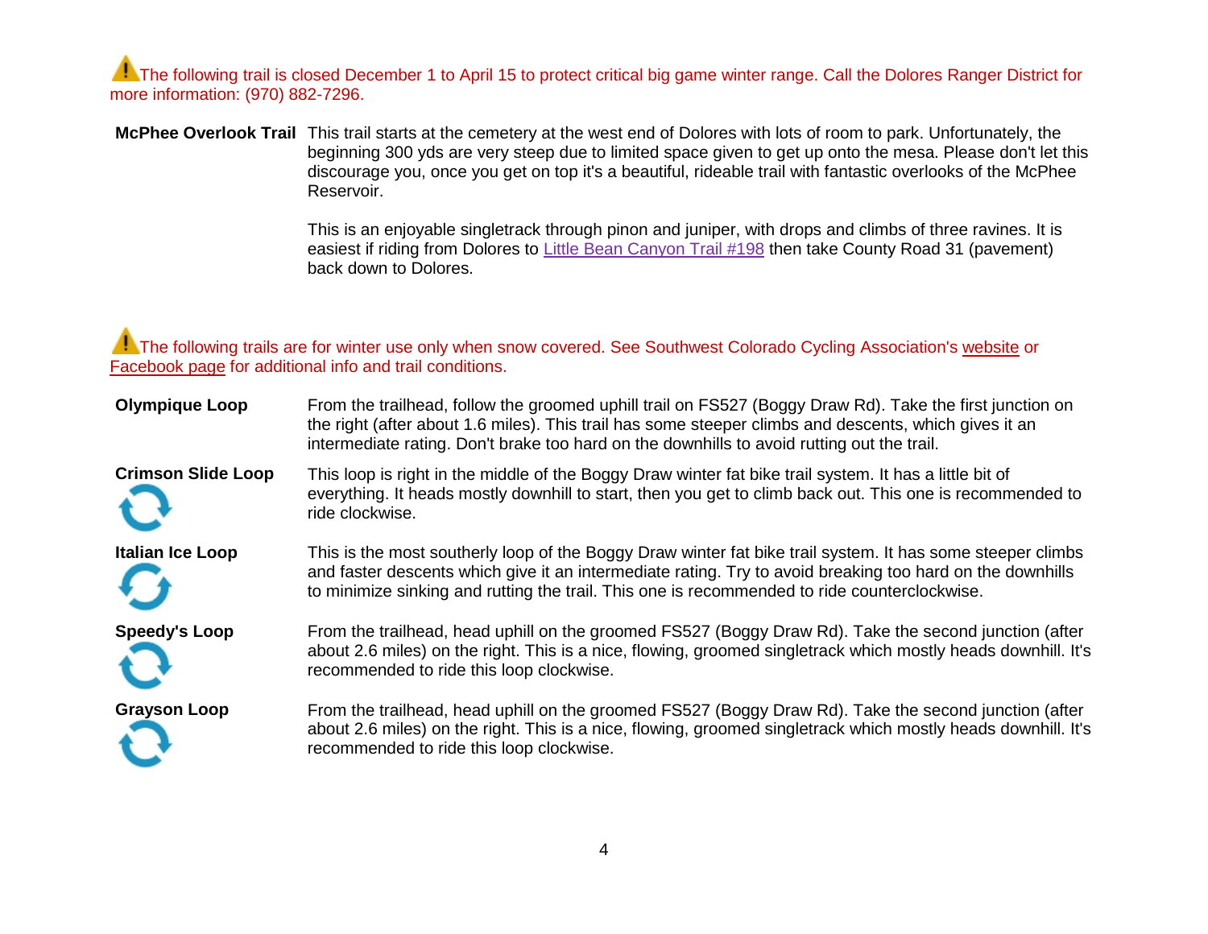The following trail is closed December 1 to April 15 to protect critical big game winter range. Call the Dolores Ranger District for more information: (970) 882-7296.

**McPhee Overlook Trail**

This trail starts at the cemetery at the west end of Dolores with lots of room to park. Unfortunately, the beginning 300 yds are very steep due to limited space given to get up onto the mesa. Please don't let this discourage you, once you get on top it's a beautiful, rideable trail with fantastic overlooks of the McPhee Reservoir.

This is an enjoyable singletrack through pinon and juniper, with drops and climbs of three ravines. It is easiest if riding from Dolores to Little Bean Canyon Trail #198 then take County Road 31 (pavement) back down to Dolores.

The following trails are for winter use only when snow covered. See Southwest Colorado Cycling Association's website or Facebook page for additional info and trail conditions.

**Olympique Loop**

From the trailhead, follow the groomed uphill trail on FS527 (Boggy Draw Rd). Take the first junction on the right (after about 1.6 miles). This trail has some steeper climbs and descents, which gives it an intermediate rating. Don't brake too hard on the downhills to avoid rutting out the trail.

**Crimson Slide Loop**

This loop is right in the middle of the Boggy Draw winter fat bike trail system. It has a little bit of everything. It heads mostly downhill to start, then you get to climb back out. This one is recommended to ride clockwise.

**Italian Ice Loop**

This is the most southerly loop of the Boggy Draw winter fat bike trail system. It has some steeper climbs and faster descents which give it an intermediate rating. Try to avoid breaking too hard on the downhills to minimize sinking and rutting the trail. This one is recommended to ride counterclockwise.

**Speedy's Loop**

From the trailhead, head uphill on the groomed FS527 (Boggy Draw Rd). Take the second junction (after about 2.6 miles) on the right. This is a nice, flowing, groomed singletrack which mostly heads downhill. It's recommended to ride this loop clockwise.

**Grayson Loop**

From the trailhead, head uphill on the groomed FS527 (Boggy Draw Rd). Take the second junction (after about 2.6 miles) on the right. This is a nice, flowing, groomed singletrack which mostly heads downhill. It's recommended to ride this loop clockwise.